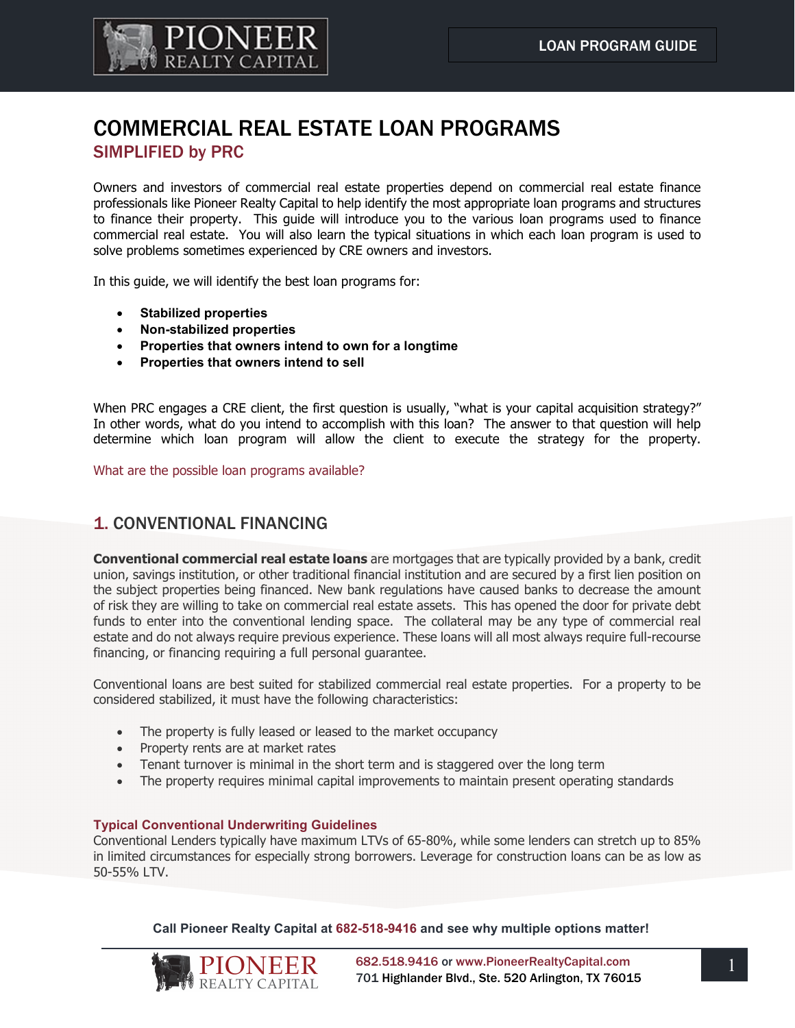# COMMERCIAL REAL ESTATE LOAN PROGRAMS

## SIMPLIFIED by PRC

Owners and investors of commercial real estate properties depend on commercial real estate finance professionals like Pioneer Realty Capital to help identify the most appropriate loan programs and structures to finance their property. This guide will introduce you to the various loan programs used to finance commercial real estate. You will also learn the typical situations in which each loan program is used to solve problems sometimes experienced by CRE owners and investors.

In this guide, we will identify the best loan programs for:

- **Stabilized properties**
- **Non-stabilized properties**
- **Properties that owners intend to own for a longtime**
- **Properties that owners intend to sell**

When PRC engages a CRE client, the first question is usually, "what is your capital acquisition strategy?" In other words, what do you intend to accomplish with this loan? The answer to that question will help determine which loan program will allow the client to execute the strategy for the property.

What are the possible loan programs available?

## 1. CONVENTIONAL FINANCING

**Conventional commercial real estate loans** are mortgages that are typically provided by a bank, credit union, savings institution, or other traditional financial institution and are secured by a first lien position on the subject properties being financed. New bank regulations have caused banks to decrease the amount of risk they are willing to take on commercial real estate assets. This has opened the door for private debt funds to enter into the conventional lending space. The collateral may be any type of commercial real estate and do not always require previous experience. These loans will all most always require full-recourse financing, or financing requiring a full personal guarantee.

Conventional loans are best suited for stabilized commercial real estate properties. For a property to be considered stabilized, it must have the following characteristics:

- The property is fully leased or leased to the market occupancy
- Property rents are at market rates
- Tenant turnover is minimal in the short term and is staggered over the long term
- The property requires minimal capital improvements to maintain present operating standards

### Typical Conventional Underwriting Guidelines

Conventional Lenders typically have maximum LTVs of 65-80%, while some lenders can stretch up to 85% in limited circumstances for especially strong borrowers. Leverage for construction loans can be as low as 50-55% LTV.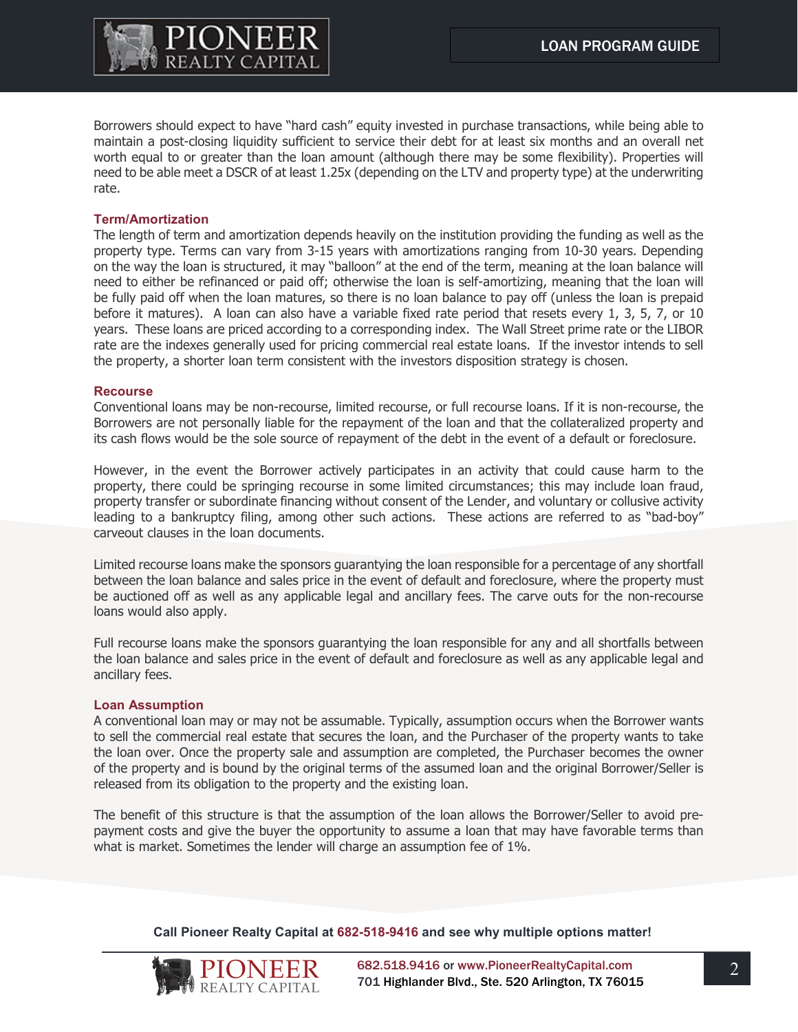Borrowers should expect to have "hard cash" equity invested in purchase transactions, while being able to maintain a post-closing liquidity sufficient to service their debt for at least six months and an overall net worth equal to or greater than the loan amount (although there may be some flexibility). Properties will need to be able meet a DSCR of at least 1.25x (depending on the LTV and property type) at the underwriting rate.

### Term/Amortization

The length of term and amortization depends heavily on the institution providing the funding as well as the property type. Terms can vary from 3-15 years with amortizations ranging from 10-30 years. Depending on the way the loan is structured, it may "balloon" at the end of the term, meaning at the loan balance will need to either be refinanced or paid off; otherwise the loan is self-amortizing, meaning that the loan will be fully paid off when the loan matures, so there is no loan balance to pay off (unless the loan is prepaid before it matures). A loan can also have a variable fixed rate period that resets every 1, 3, 5, 7, or 10 years. These loans are priced according to a corresponding index. The Wall Street prime rate or the LIBOR rate are the indexes generally used for pricing commercial real estate loans. If the investor intends to sell the property, a shorter loan term consistent with the investors disposition strategy is chosen.

### Recourse

Conventional loans may be non-recourse, limited recourse, or full recourse loans. If it is non-recourse, the Borrowers are not personally liable for the repayment of the loan and that the collateralized property and its cash flows would be the sole source of repayment of the debt in the event of a default or foreclosure.

However, in the event the Borrower actively participates in an activity that could cause harm to the property, there could be springing recourse in some limited circumstances; this may include loan fraud, property transfer or subordinate financing without consent of the Lender, and voluntary or collusive activity leading to a bankruptcy filing, among other such actions. These actions are referred to as "bad-boy" carveout clauses in the loan documents.

Limited recourse loans make the sponsors guarantying the loan responsible for a percentage of any shortfall between the loan balance and sales price in the event of default and foreclosure, where the property must be auctioned off as well as any applicable legal and ancillary fees. The carve outs for the non-recourse loans would also apply.

Full recourse loans make the sponsors guarantying the loan responsible for any and all shortfalls between the loan balance and sales price in the event of default and foreclosure as well as any applicable legal and ancillary fees.

### Loan Assumption

A conventional loan may or may not be assumable. Typically, assumption occurs when the Borrower wants to sell the commercial real estate that secures the loan, and the Purchaser of the property wants to take the loan over. Once the property sale and assumption are completed, the Purchaser becomes the owner of the property and is bound by the original terms of the assumed loan and the original Borrower/Seller is released from its obligation to the property and the existing loan.

The benefit of this structure is that the assumption of the loan allows the Borrower/Seller to avoid pre-payment costs and give the buyer the opportunity to assume a loan that may have favorable terms than what is market. Sometimes the lender will charge an assumption fee of 1%.

**Call Pioneer Realty Capital at 682-518-9416 and see why multiple options matter!**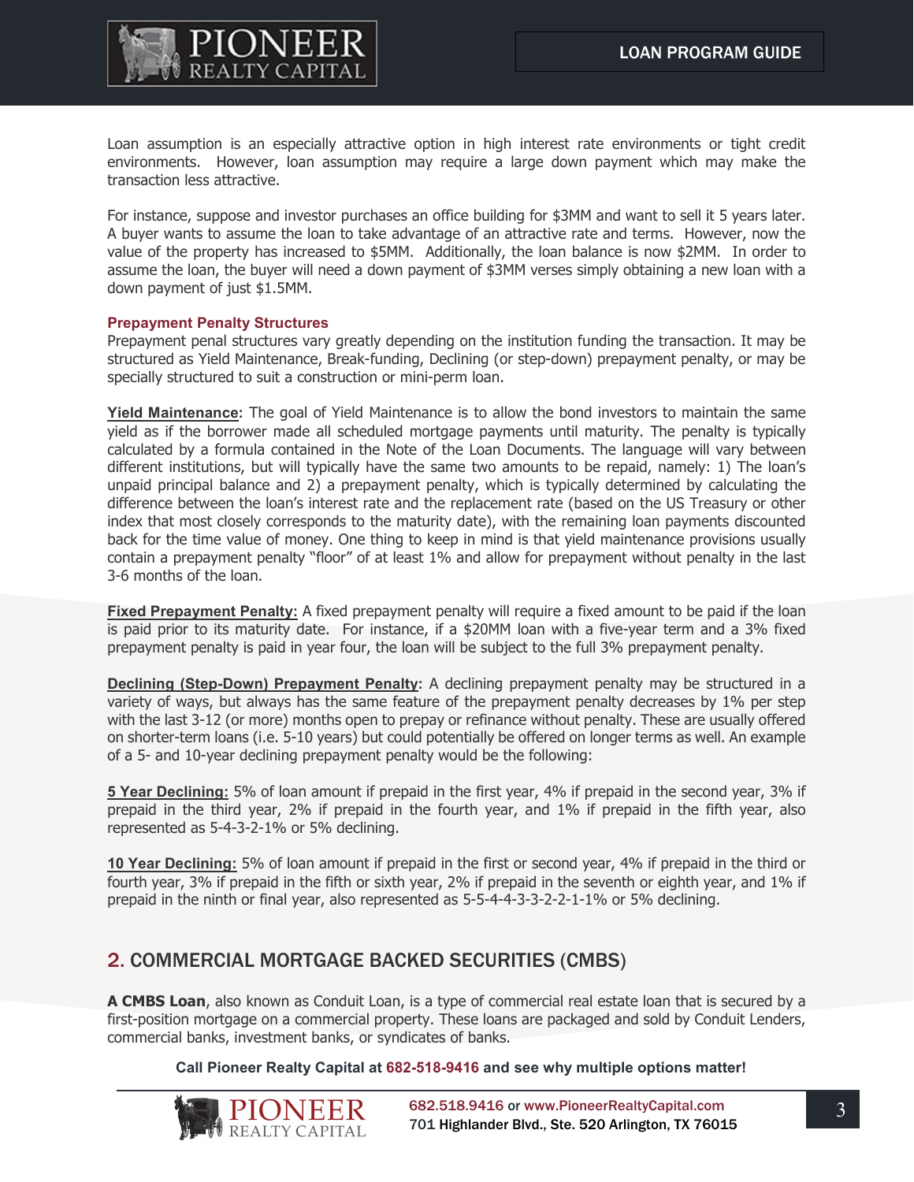Loan assumption is an especially attractive option in high interest rate environments or tight credit environments. However, loan assumption may require a large down payment which may make the transaction less attractive.

For instance, suppose and investor purchases an office building for $3MM and want to sell it 5 years later. A buyer wants to assume the loan to take advantage of an attractive rate and terms. However, now the value of the property has increased to $5MM. Additionally, the loan balance is now $2MM. In order to assume the loan, the buyer will need a down payment of $3MM verses simply obtaining a new loan with a down payment of just $1.5MM.

### Prepayment Penalty Structures

Prepayment penal structures vary greatly depending on the institution funding the transaction. It may be structured as Yield Maintenance, Break-funding, Declining (or step-down) prepayment penalty, or may be specially structured to suit a construction or mini-perm loan.

**Yield Maintenance:** The goal of Yield Maintenance is to allow the bond investors to maintain the same yield as if the borrower made all scheduled mortgage payments until maturity. The penalty is typically calculated by a formula contained in the Note of the Loan Documents. The language will vary between different institutions, but will typically have the same two amounts to be repaid, namely: 1) The loan's unpaid principal balance and 2) a prepayment penalty, which is typically determined by calculating the difference between the loan's interest rate and the replacement rate (based on the US Treasury or other index that most closely corresponds to the maturity date), with the remaining loan payments discounted back for the time value of money. One thing to keep in mind is that yield maintenance provisions usually contain a prepayment penalty "floor" of at least 1% and allow for prepayment without penalty in the last 3-6 months of the loan.

**Fixed Prepayment Penalty:** A fixed prepayment penalty will require a fixed amount to be paid if the loan is paid prior to its maturity date. For instance, if a $20MM loan with a five-year term and a 3% fixed prepayment penalty is paid in year four, the loan will be subject to the full 3% prepayment penalty.

**Declining (Step-Down) Prepayment Penalty:** A declining prepayment penalty may be structured in a variety of ways, but always has the same feature of the prepayment penalty decreases by 1% per step with the last 3-12 (or more) months open to prepay or refinance without penalty. These are usually offered on shorter-term loans (i.e. 5-10 years) but could potentially be offered on longer terms as well. An example of a 5- and 10-year declining prepayment penalty would be the following:

**5 Year Declining:** 5% of loan amount if prepaid in the first year, 4% if prepaid in the second year, 3% if prepaid in the third year, 2% if prepaid in the fourth year, and 1% if prepaid in the fifth year, also represented as 5-4-3-2-1% or 5% declining.

**10 Year Declining:** 5% of loan amount if prepaid in the first or second year, 4% if prepaid in the third or fourth year, 3% if prepaid in the fifth or sixth year, 2% if prepaid in the seventh or eighth year, and 1% if prepaid in the ninth or final year, also represented as 5-5-4-4-3-3-2-2-1-1% or 5% declining.

## 2. COMMERCIAL MORTGAGE BACKED SECURITIES (CMBS)

**A CMBS Loan**, also known as Conduit Loan, is a type of commercial real estate loan that is secured by a first-position mortgage on a commercial property. These loans are packaged and sold by Conduit Lenders, commercial banks, investment banks, or syndicates of banks.

**Call Pioneer Realty Capital at 682-518-9416 and see why multiple options matter!**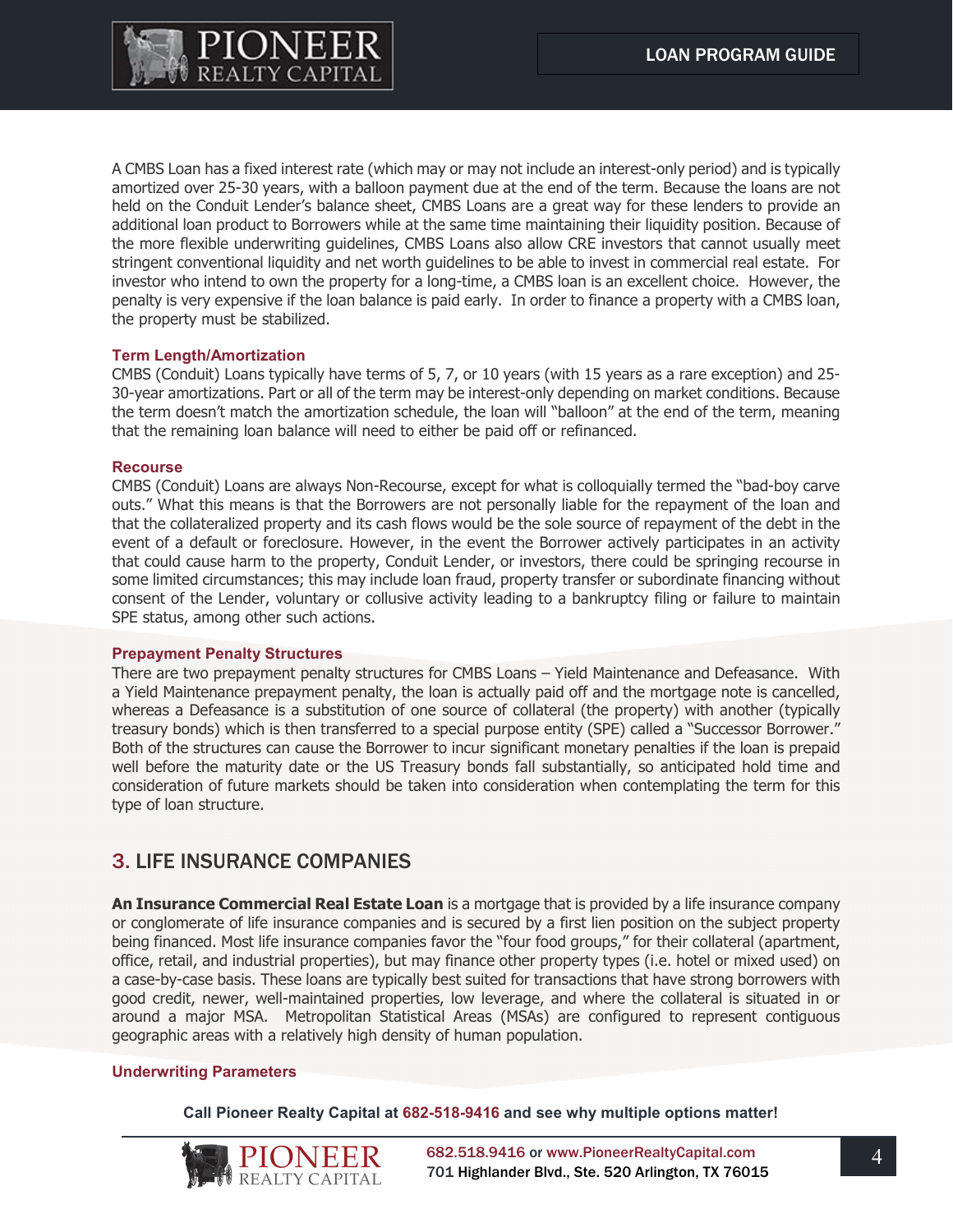A CMBS Loan has a fixed interest rate (which may or may not include an interest-only period) and is typically amortized over 25-30 years, with a balloon payment due at the end of the term. Because the loans are not held on the Conduit Lender's balance sheet, CMBS Loans are a great way for these lenders to provide an additional loan product to Borrowers while at the same time maintaining their liquidity position. Because of the more flexible underwriting guidelines, CMBS Loans also allow CRE investors that cannot usually meet stringent conventional liquidity and net worth guidelines to be able to invest in commercial real estate. For investor who intend to own the property for a long-time, a CMBS loan is an excellent choice. However, the penalty is very expensive if the loan balance is paid early. In order to finance a property with a CMBS loan, the property must be stabilized.

#### Term Length/Amortization

CMBS (Conduit) Loans typically have terms of 5, 7, or 10 years (with 15 years as a rare exception) and 25-30-year amortizations. Part or all of the term may be interest-only depending on market conditions. Because the term doesn't match the amortization schedule, the loan will "balloon" at the end of the term, meaning that the remaining loan balance will need to either be paid off or refinanced.

#### Recourse

CMBS (Conduit) Loans are always Non-Recourse, except for what is colloquially termed the "bad-boy carve outs." What this means is that the Borrowers are not personally liable for the repayment of the loan and that the collateralized property and its cash flows would be the sole source of repayment of the debt in the event of a default or foreclosure. However, in the event the Borrower actively participates in an activity that could cause harm to the property, Conduit Lender, or investors, there could be springing recourse in some limited circumstances; this may include loan fraud, property transfer or subordinate financing without consent of the Lender, voluntary or collusive activity leading to a bankruptcy filing or failure to maintain SPE status, among other such actions.

#### Prepayment Penalty Structures

There are two prepayment penalty structures for CMBS Loans – Yield Maintenance and Defeasance. With a Yield Maintenance prepayment penalty, the loan is actually paid off and the mortgage note is cancelled, whereas a Defeasance is a substitution of one source of collateral (the property) with another (typically treasury bonds) which is then transferred to a special purpose entity (SPE) called a "Successor Borrower." Both of the structures can cause the Borrower to incur significant monetary penalties if the loan is prepaid well before the maturity date or the US Treasury bonds fall substantially, so anticipated hold time and consideration of future markets should be taken into consideration when contemplating the term for this type of loan structure.

## 3. LIFE INSURANCE COMPANIES

**An Insurance Commercial Real Estate Loan** is a mortgage that is provided by a life insurance company or conglomerate of life insurance companies and is secured by a first lien position on the subject property being financed. Most life insurance companies favor the "four food groups," for their collateral (apartment, office, retail, and industrial properties), but may finance other property types (i.e. hotel or mixed used) on a case-by-case basis. These loans are typically best suited for transactions that have strong borrowers with good credit, newer, well-maintained properties, low leverage, and where the collateral is situated in or around a major MSA. Metropolitan Statistical Areas (MSAs) are configured to represent contiguous geographic areas with a relatively high density of human population.

#### Underwriting Parameters

**Call Pioneer Realty Capital at 682-518-9416 and see why multiple options matter!**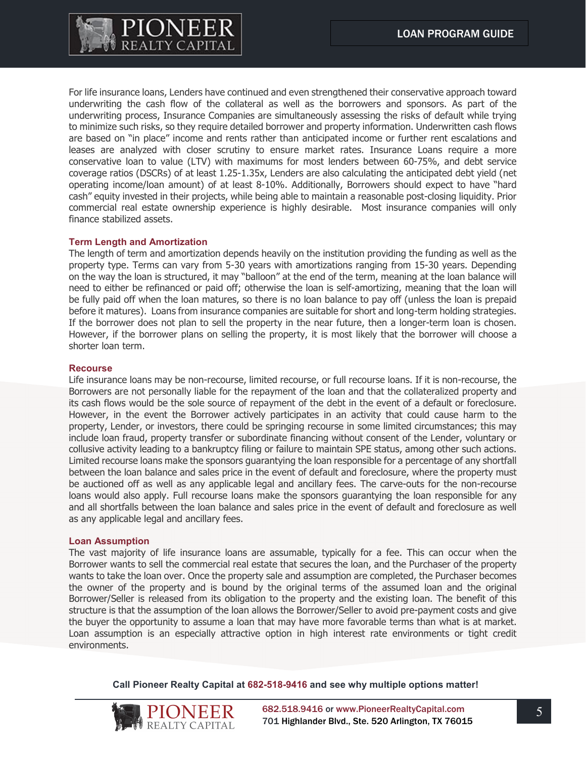For life insurance loans, Lenders have continued and even strengthened their conservative approach toward underwriting the cash flow of the collateral as well as the borrowers and sponsors. As part of the underwriting process, Insurance Companies are simultaneously assessing the risks of default while trying to minimize such risks, so they require detailed borrower and property information. Underwritten cash flows are based on "in place" income and rents rather than anticipated income or further rent escalations and leases are analyzed with closer scrutiny to ensure market rates. Insurance Loans require a more conservative loan to value (LTV) with maximums for most lenders between 60-75%, and debt service coverage ratios (DSCRs) of at least 1.25-1.35x, Lenders are also calculating the anticipated debt yield (net operating income/loan amount) of at least 8-10%. Additionally, Borrowers should expect to have "hard cash" equity invested in their projects, while being able to maintain a reasonable post-closing liquidity. Prior commercial real estate ownership experience is highly desirable. Most insurance companies will only finance stabilized assets.

### Term Length and Amortization

The length of term and amortization depends heavily on the institution providing the funding as well as the property type. Terms can vary from 5-30 years with amortizations ranging from 15-30 years. Depending on the way the loan is structured, it may "balloon" at the end of the term, meaning at the loan balance will need to either be refinanced or paid off; otherwise the loan is self-amortizing, meaning that the loan will be fully paid off when the loan matures, so there is no loan balance to pay off (unless the loan is prepaid before it matures). Loans from insurance companies are suitable for short and long-term holding strategies. If the borrower does not plan to sell the property in the near future, then a longer-term loan is chosen. However, if the borrower plans on selling the property, it is most likely that the borrower will choose a shorter loan term.

### Recourse

Life insurance loans may be non-recourse, limited recourse, or full recourse loans. If it is non-recourse, the Borrowers are not personally liable for the repayment of the loan and that the collateralized property and its cash flows would be the sole source of repayment of the debt in the event of a default or foreclosure. However, in the event the Borrower actively participates in an activity that could cause harm to the property, Lender, or investors, there could be springing recourse in some limited circumstances; this may include loan fraud, property transfer or subordinate financing without consent of the Lender, voluntary or collusive activity leading to a bankruptcy filing or failure to maintain SPE status, among other such actions. Limited recourse loans make the sponsors guarantying the loan responsible for a percentage of any shortfall between the loan balance and sales price in the event of default and foreclosure, where the property must be auctioned off as well as any applicable legal and ancillary fees. The carve-outs for the non-recourse loans would also apply. Full recourse loans make the sponsors guarantying the loan responsible for any and all shortfalls between the loan balance and sales price in the event of default and foreclosure as well as any applicable legal and ancillary fees.

### Loan Assumption

The vast majority of life insurance loans are assumable, typically for a fee. This can occur when the Borrower wants to sell the commercial real estate that secures the loan, and the Purchaser of the property wants to take the loan over. Once the property sale and assumption are completed, the Purchaser becomes the owner of the property and is bound by the original terms of the assumed loan and the original Borrower/Seller is released from its obligation to the property and the existing loan. The benefit of this structure is that the assumption of the loan allows the Borrower/Seller to avoid pre-payment costs and give the buyer the opportunity to assume a loan that may have more favorable terms than what is at market. Loan assumption is an especially attractive option in high interest rate environments or tight credit environments.

**Call Pioneer Realty Capital at 682-518-9416 and see why multiple options matter!**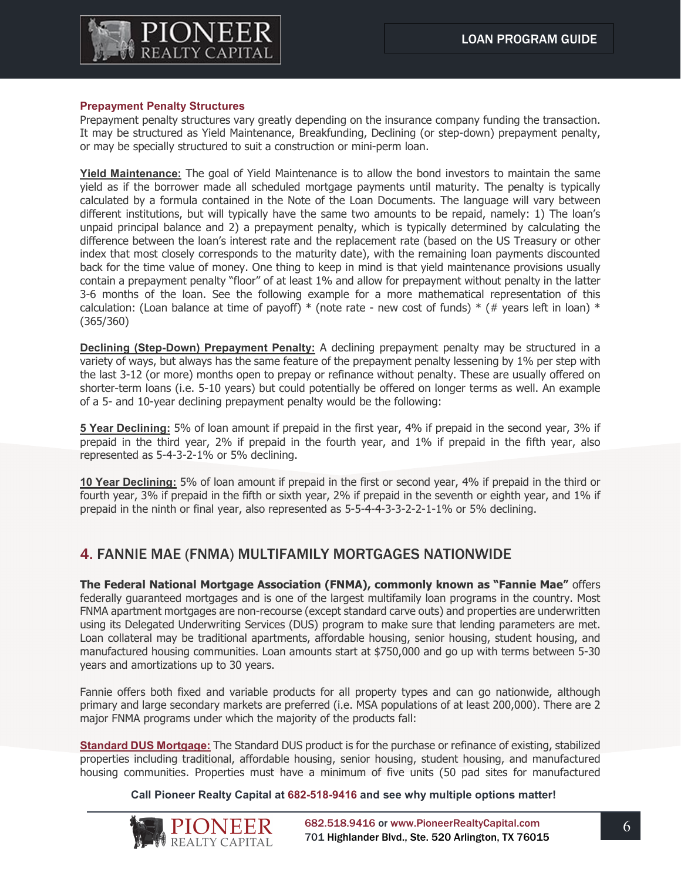### Prepayment Penalty Structures

Prepayment penalty structures vary greatly depending on the insurance company funding the transaction. It may be structured as Yield Maintenance, Breakfunding, Declining (or step-down) prepayment penalty, or may be specially structured to suit a construction or mini-perm loan.

**Yield Maintenance:** The goal of Yield Maintenance is to allow the bond investors to maintain the same yield as if the borrower made all scheduled mortgage payments until maturity. The penalty is typically calculated by a formula contained in the Note of the Loan Documents. The language will vary between different institutions, but will typically have the same two amounts to be repaid, namely: 1) The loan's unpaid principal balance and 2) a prepayment penalty, which is typically determined by calculating the difference between the loan's interest rate and the replacement rate (based on the US Treasury or other index that most closely corresponds to the maturity date), with the remaining loan payments discounted back for the time value of money. One thing to keep in mind is that yield maintenance provisions usually contain a prepayment penalty "floor" of at least 1% and allow for prepayment without penalty in the latter 3-6 months of the loan. See the following example for a more mathematical representation of this calculation: (Loan balance at time of payoff) * (note rate - new cost of funds) * (# years left in loan) * (365/360)

**Declining (Step-Down) Prepayment Penalty:** A declining prepayment penalty may be structured in a variety of ways, but always has the same feature of the prepayment penalty lessening by 1% per step with the last 3-12 (or more) months open to prepay or refinance without penalty. These are usually offered on shorter-term loans (i.e. 5-10 years) but could potentially be offered on longer terms as well. An example of a 5- and 10-year declining prepayment penalty would be the following:

**5 Year Declining:** 5% of loan amount if prepaid in the first year, 4% if prepaid in the second year, 3% if prepaid in the third year, 2% if prepaid in the fourth year, and 1% if prepaid in the fifth year, also represented as 5-4-3-2-1% or 5% declining.

**10 Year Declining:** 5% of loan amount if prepaid in the first or second year, 4% if prepaid in the third or fourth year, 3% if prepaid in the fifth or sixth year, 2% if prepaid in the seventh or eighth year, and 1% if prepaid in the ninth or final year, also represented as 5-5-4-4-3-3-2-2-1-1% or 5% declining.

## 4. FANNIE MAE (FNMA) MULTIFAMILY MORTGAGES NATIONWIDE

**The Federal National Mortgage Association (FNMA), commonly known as "Fannie Mae"** offers federally guaranteed mortgages and is one of the largest multifamily loan programs in the country. Most FNMA apartment mortgages are non-recourse (except standard carve outs) and properties are underwritten using its Delegated Underwriting Services (DUS) program to make sure that lending parameters are met. Loan collateral may be traditional apartments, affordable housing, senior housing, student housing, and manufactured housing communities. Loan amounts start at $750,000 and go up with terms between 5-30 years and amortizations up to 30 years.

Fannie offers both fixed and variable products for all property types and can go nationwide, although primary and large secondary markets are preferred (i.e. MSA populations of at least 200,000). There are 2 major FNMA programs under which the majority of the products fall:

**Standard DUS Mortgage:** The Standard DUS product is for the purchase or refinance of existing, stabilized properties including traditional, affordable housing, senior housing, student housing, and manufactured housing communities. Properties must have a minimum of five units (50 pad sites for manufactured

**Call Pioneer Realty Capital at 682-518-9416 and see why multiple options matter!**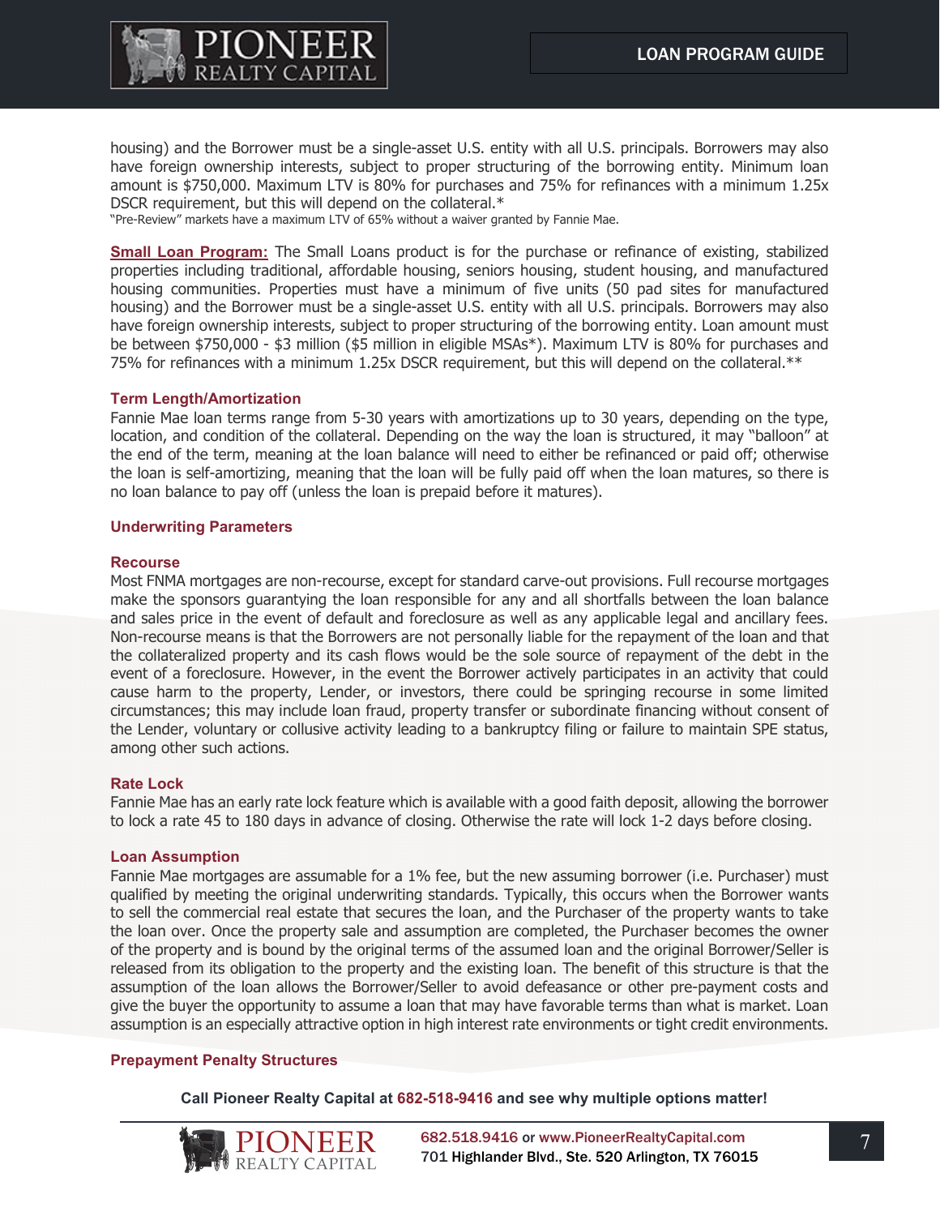housing) and the Borrower must be a single-asset U.S. entity with all U.S. principals. Borrowers may also have foreign ownership interests, subject to proper structuring of the borrowing entity. Minimum loan amount is $750,000. Maximum LTV is 80% for purchases and 75% for refinances with a minimum 1.25x DSCR requirement, but this will depend on the collateral.*

"Pre-Review" markets have a maximum LTV of 65% without a waiver granted by Fannie Mae.

**Small Loan Program:** The Small Loans product is for the purchase or refinance of existing, stabilized properties including traditional, affordable housing, seniors housing, student housing, and manufactured housing communities. Properties must have a minimum of five units (50 pad sites for manufactured housing) and the Borrower must be a single-asset U.S. entity with all U.S. principals. Borrowers may also have foreign ownership interests, subject to proper structuring of the borrowing entity. Loan amount must be between $750,000 - $3 million ($5 million in eligible MSAs*). Maximum LTV is 80% for purchases and 75% for refinances with a minimum 1.25x DSCR requirement, but this will depend on the collateral.**

### Term Length/Amortization

Fannie Mae loan terms range from 5-30 years with amortizations up to 30 years, depending on the type, location, and condition of the collateral. Depending on the way the loan is structured, it may "balloon" at the end of the term, meaning at the loan balance will need to either be refinanced or paid off; otherwise the loan is self-amortizing, meaning that the loan will be fully paid off when the loan matures, so there is no loan balance to pay off (unless the loan is prepaid before it matures).

### Underwriting Parameters

### Recourse

Most FNMA mortgages are non-recourse, except for standard carve-out provisions. Full recourse mortgages make the sponsors guarantying the loan responsible for any and all shortfalls between the loan balance and sales price in the event of default and foreclosure as well as any applicable legal and ancillary fees. Non-recourse means is that the Borrowers are not personally liable for the repayment of the loan and that the collateralized property and its cash flows would be the sole source of repayment of the debt in the event of a foreclosure. However, in the event the Borrower actively participates in an activity that could cause harm to the property, Lender, or investors, there could be springing recourse in some limited circumstances; this may include loan fraud, property transfer or subordinate financing without consent of the Lender, voluntary or collusive activity leading to a bankruptcy filing or failure to maintain SPE status, among other such actions.

### Rate Lock

Fannie Mae has an early rate lock feature which is available with a good faith deposit, allowing the borrower to lock a rate 45 to 180 days in advance of closing. Otherwise the rate will lock 1-2 days before closing.

### Loan Assumption

Fannie Mae mortgages are assumable for a 1% fee, but the new assuming borrower (i.e. Purchaser) must qualified by meeting the original underwriting standards. Typically, this occurs when the Borrower wants to sell the commercial real estate that secures the loan, and the Purchaser of the property wants to take the loan over. Once the property sale and assumption are completed, the Purchaser becomes the owner of the property and is bound by the original terms of the assumed loan and the original Borrower/Seller is released from its obligation to the property and the existing loan. The benefit of this structure is that the assumption of the loan allows the Borrower/Seller to avoid defeasance or other pre-payment costs and give the buyer the opportunity to assume a loan that may have favorable terms than what is market. Loan assumption is an especially attractive option in high interest rate environments or tight credit environments.

### Prepayment Penalty Structures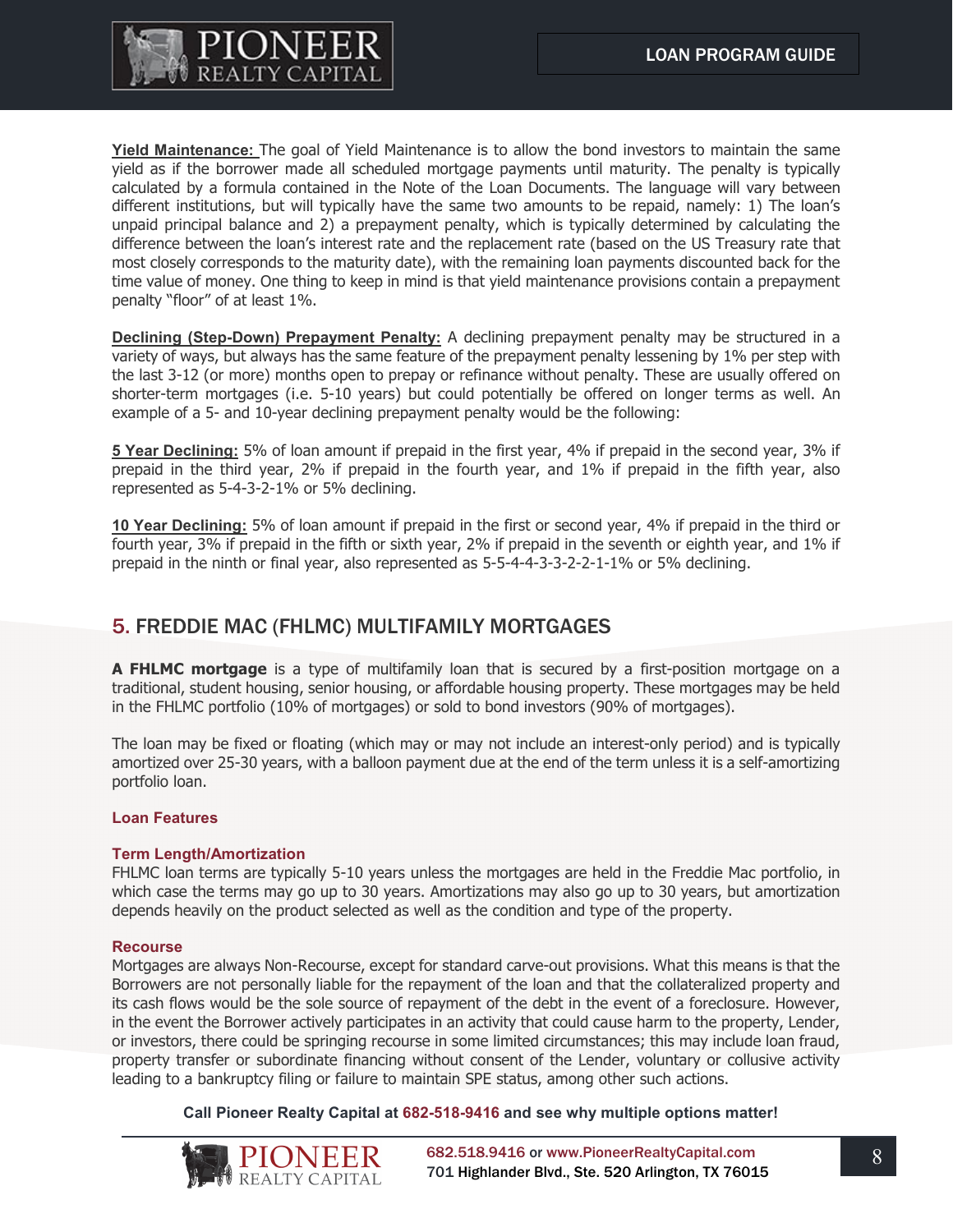**Yield Maintenance:** The goal of Yield Maintenance is to allow the bond investors to maintain the same yield as if the borrower made all scheduled mortgage payments until maturity. The penalty is typically calculated by a formula contained in the Note of the Loan Documents. The language will vary between different institutions, but will typically have the same two amounts to be repaid, namely: 1) The loan's unpaid principal balance and 2) a prepayment penalty, which is typically determined by calculating the difference between the loan's interest rate and the replacement rate (based on the US Treasury rate that most closely corresponds to the maturity date), with the remaining loan payments discounted back for the time value of money. One thing to keep in mind is that yield maintenance provisions contain a prepayment penalty "floor" of at least 1%.

**Declining (Step-Down) Prepayment Penalty:** A declining prepayment penalty may be structured in a variety of ways, but always has the same feature of the prepayment penalty lessening by 1% per step with the last 3-12 (or more) months open to prepay or refinance without penalty. These are usually offered on shorter-term mortgages (i.e. 5-10 years) but could potentially be offered on longer terms as well. An example of a 5- and 10-year declining prepayment penalty would be the following:

**5 Year Declining:** 5% of loan amount if prepaid in the first year, 4% if prepaid in the second year, 3% if prepaid in the third year, 2% if prepaid in the fourth year, and 1% if prepaid in the fifth year, also represented as 5-4-3-2-1% or 5% declining.

**10 Year Declining:** 5% of loan amount if prepaid in the first or second year, 4% if prepaid in the third or fourth year, 3% if prepaid in the fifth or sixth year, 2% if prepaid in the seventh or eighth year, and 1% if prepaid in the ninth or final year, also represented as 5-5-4-4-3-3-2-2-1-1% or 5% declining.

## 5. FREDDIE MAC (FHLMC) MULTIFAMILY MORTGAGES

**A FHLMC mortgage** is a type of multifamily loan that is secured by a first-position mortgage on a traditional, student housing, senior housing, or affordable housing property. These mortgages may be held in the FHLMC portfolio (10% of mortgages) or sold to bond investors (90% of mortgages).

The loan may be fixed or floating (which may or may not include an interest-only period) and is typically amortized over 25-30 years, with a balloon payment due at the end of the term unless it is a self-amortizing portfolio loan.

### Loan Features

#### Term Length/Amortization

FHLMC loan terms are typically 5-10 years unless the mortgages are held in the Freddie Mac portfolio, in which case the terms may go up to 30 years. Amortizations may also go up to 30 years, but amortization depends heavily on the product selected as well as the condition and type of the property.

#### Recourse

Mortgages are always Non-Recourse, except for standard carve-out provisions. What this means is that the Borrowers are not personally liable for the repayment of the loan and that the collateralized property and its cash flows would be the sole source of repayment of the debt in the event of a foreclosure. However, in the event the Borrower actively participates in an activity that could cause harm to the property, Lender, or investors, there could be springing recourse in some limited circumstances; this may include loan fraud, property transfer or subordinate financing without consent of the Lender, voluntary or collusive activity leading to a bankruptcy filing or failure to maintain SPE status, among other such actions.

**Call Pioneer Realty Capital at 682-518-9416 and see why multiple options matter!**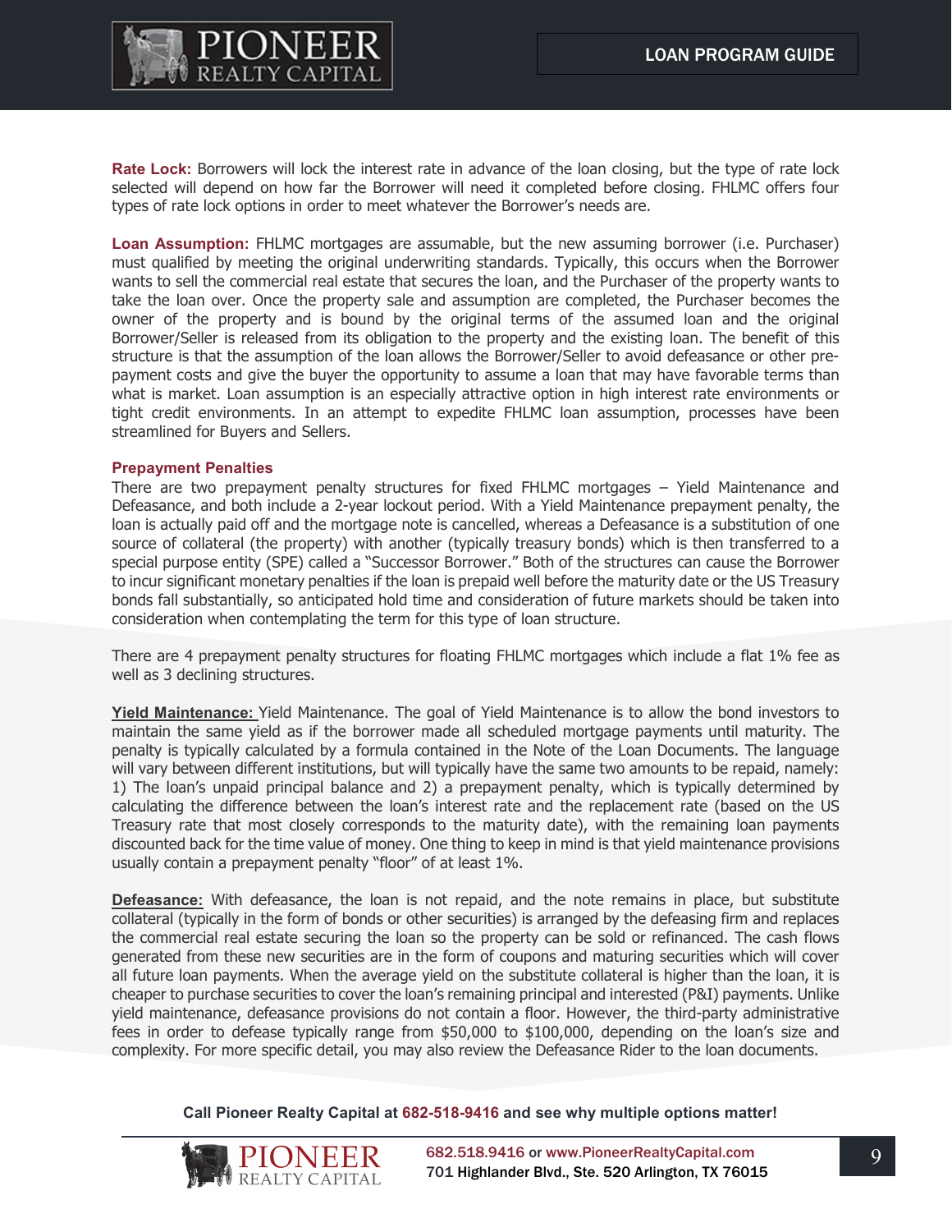**Rate Lock:** Borrowers will lock the interest rate in advance of the loan closing, but the type of rate lock selected will depend on how far the Borrower will need it completed before closing. FHLMC offers four types of rate lock options in order to meet whatever the Borrower's needs are.

**Loan Assumption:** FHLMC mortgages are assumable, but the new assuming borrower (i.e. Purchaser) must qualified by meeting the original underwriting standards. Typically, this occurs when the Borrower wants to sell the commercial real estate that secures the loan, and the Purchaser of the property wants to take the loan over. Once the property sale and assumption are completed, the Purchaser becomes the owner of the property and is bound by the original terms of the assumed loan and the original Borrower/Seller is released from its obligation to the property and the existing loan. The benefit of this structure is that the assumption of the loan allows the Borrower/Seller to avoid defeasance or other pre-payment costs and give the buyer the opportunity to assume a loan that may have favorable terms than what is market. Loan assumption is an especially attractive option in high interest rate environments or tight credit environments. In an attempt to expedite FHLMC loan assumption, processes have been streamlined for Buyers and Sellers.

**Prepayment Penalties**

There are two prepayment penalty structures for fixed FHLMC mortgages – Yield Maintenance and Defeasance, and both include a 2-year lockout period. With a Yield Maintenance prepayment penalty, the loan is actually paid off and the mortgage note is cancelled, whereas a Defeasance is a substitution of one source of collateral (the property) with another (typically treasury bonds) which is then transferred to a special purpose entity (SPE) called a "Successor Borrower." Both of the structures can cause the Borrower to incur significant monetary penalties if the loan is prepaid well before the maturity date or the US Treasury bonds fall substantially, so anticipated hold time and consideration of future markets should be taken into consideration when contemplating the term for this type of loan structure.

There are 4 prepayment penalty structures for floating FHLMC mortgages which include a flat 1% fee as well as 3 declining structures.

**Yield Maintenance:** Yield Maintenance. The goal of Yield Maintenance is to allow the bond investors to maintain the same yield as if the borrower made all scheduled mortgage payments until maturity. The penalty is typically calculated by a formula contained in the Note of the Loan Documents. The language will vary between different institutions, but will typically have the same two amounts to be repaid, namely: 1) The loan's unpaid principal balance and 2) a prepayment penalty, which is typically determined by calculating the difference between the loan's interest rate and the replacement rate (based on the US Treasury rate that most closely corresponds to the maturity date), with the remaining loan payments discounted back for the time value of money. One thing to keep in mind is that yield maintenance provisions usually contain a prepayment penalty "floor" of at least 1%.

**Defeasance:** With defeasance, the loan is not repaid, and the note remains in place, but substitute collateral (typically in the form of bonds or other securities) is arranged by the defeasing firm and replaces the commercial real estate securing the loan so the property can be sold or refinanced. The cash flows generated from these new securities are in the form of coupons and maturing securities which will cover all future loan payments. When the average yield on the substitute collateral is higher than the loan, it is cheaper to purchase securities to cover the loan's remaining principal and interested (P&I) payments. Unlike yield maintenance, defeasance provisions do not contain a floor. However, the third-party administrative fees in order to defease typically range from $50,000 to $100,000, depending on the loan's size and complexity. For more specific detail, you may also review the Defeasance Rider to the loan documents.

**Call Pioneer Realty Capital at 682-518-9416 and see why multiple options matter!**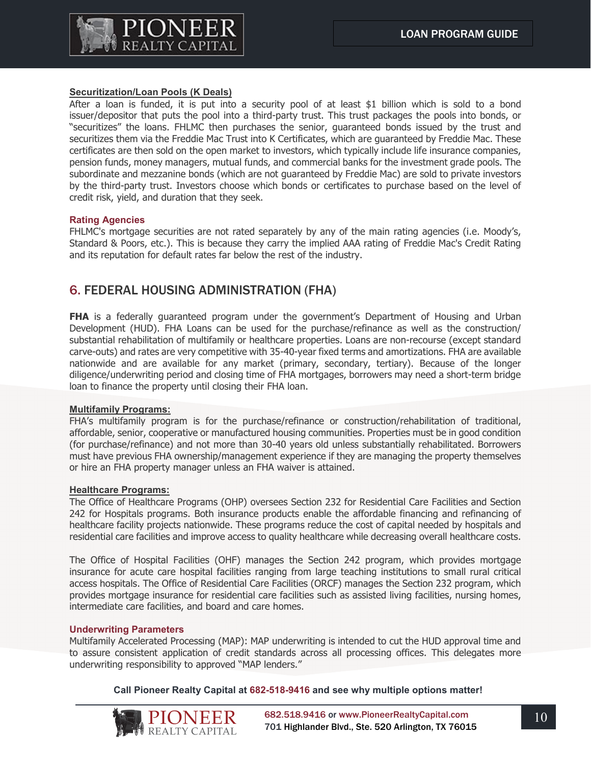**Securitization/Loan Pools (K Deals)**

After a loan is funded, it is put into a security pool of at least $1 billion which is sold to a bond issuer/depositor that puts the pool into a third-party trust. This trust packages the pools into bonds, or "securitizes" the loans. FHLMC then purchases the senior, guaranteed bonds issued by the trust and securitizes them via the Freddie Mac Trust into K Certificates, which are guaranteed by Freddie Mac. These certificates are then sold on the open market to investors, which typically include life insurance companies, pension funds, money managers, mutual funds, and commercial banks for the investment grade pools. The subordinate and mezzanine bonds (which are not guaranteed by Freddie Mac) are sold to private investors by the third-party trust. Investors choose which bonds or certificates to purchase based on the level of credit risk, yield, and duration that they seek.

**Rating Agencies**

FHLMC's mortgage securities are not rated separately by any of the main rating agencies (i.e. Moody's, Standard & Poors, etc.). This is because they carry the implied AAA rating of Freddie Mac's Credit Rating and its reputation for default rates far below the rest of the industry.

## 6. FEDERAL HOUSING ADMINISTRATION (FHA)

**FHA** is a federally guaranteed program under the government's Department of Housing and Urban Development (HUD). FHA Loans can be used for the purchase/refinance as well as the construction/ substantial rehabilitation of multifamily or healthcare properties. Loans are non-recourse (except standard carve-outs) and rates are very competitive with 35-40-year fixed terms and amortizations. FHA are available nationwide and are available for any market (primary, secondary, tertiary). Because of the longer diligence/underwriting period and closing time of FHA mortgages, borrowers may need a short-term bridge loan to finance the property until closing their FHA loan.

**Multifamily Programs:**

FHA's multifamily program is for the purchase/refinance or construction/rehabilitation of traditional, affordable, senior, cooperative or manufactured housing communities. Properties must be in good condition (for purchase/refinance) and not more than 30-40 years old unless substantially rehabilitated. Borrowers must have previous FHA ownership/management experience if they are managing the property themselves or hire an FHA property manager unless an FHA waiver is attained.

**Healthcare Programs:**

The Office of Healthcare Programs (OHP) oversees Section 232 for Residential Care Facilities and Section 242 for Hospitals programs. Both insurance products enable the affordable financing and refinancing of healthcare facility projects nationwide. These programs reduce the cost of capital needed by hospitals and residential care facilities and improve access to quality healthcare while decreasing overall healthcare costs.

The Office of Hospital Facilities (OHF) manages the Section 242 program, which provides mortgage insurance for acute care hospital facilities ranging from large teaching institutions to small rural critical access hospitals. The Office of Residential Care Facilities (ORCF) manages the Section 232 program, which provides mortgage insurance for residential care facilities such as assisted living facilities, nursing homes, intermediate care facilities, and board and care homes.

**Underwriting Parameters**

Multifamily Accelerated Processing (MAP): MAP underwriting is intended to cut the HUD approval time and to assure consistent application of credit standards across all processing offices. This delegates more underwriting responsibility to approved "MAP lenders."

**Call Pioneer Realty Capital at 682-518-9416 and see why multiple options matter!**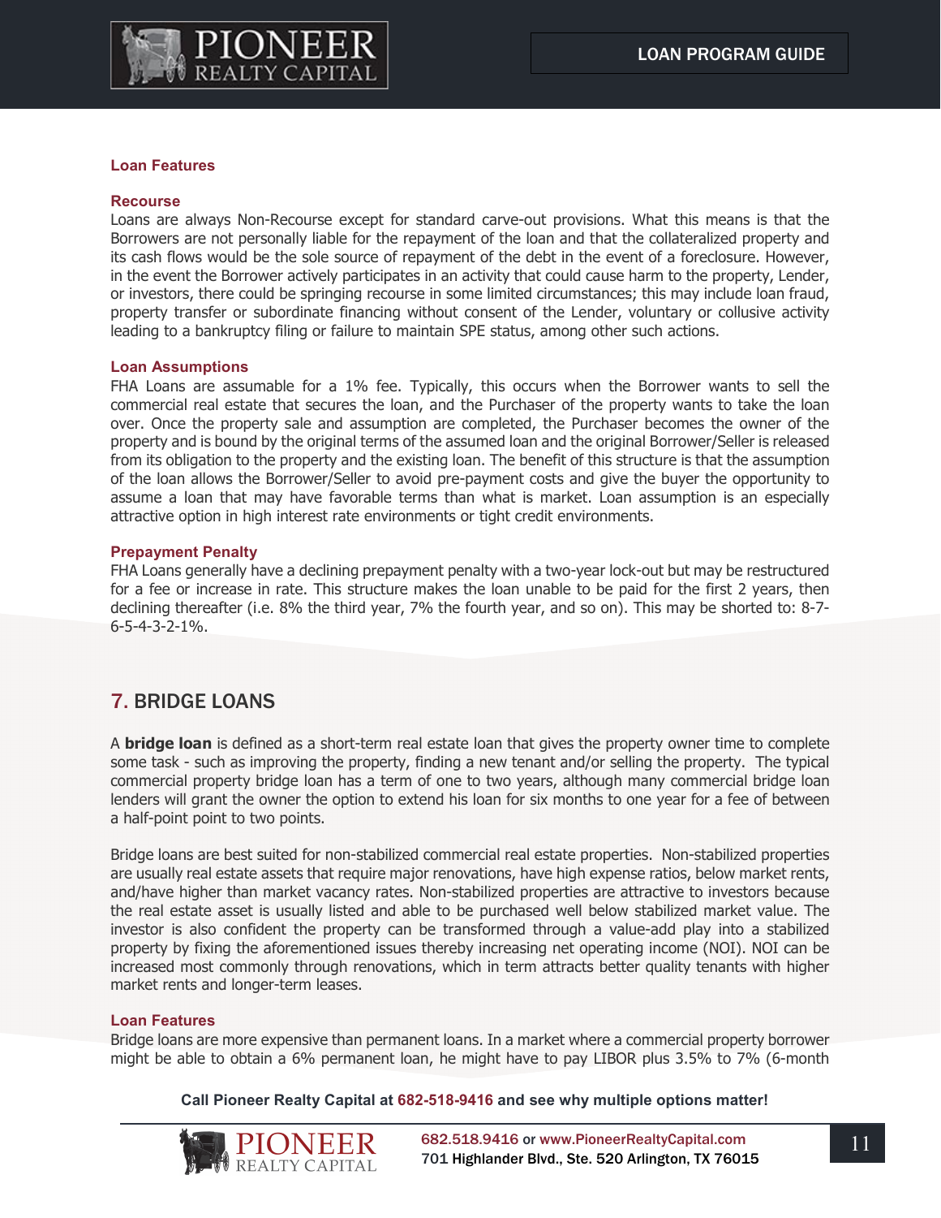### Loan Features

#### Recourse

Loans are always Non-Recourse except for standard carve-out provisions. What this means is that the Borrowers are not personally liable for the repayment of the loan and that the collateralized property and its cash flows would be the sole source of repayment of the debt in the event of a foreclosure. However, in the event the Borrower actively participates in an activity that could cause harm to the property, Lender, or investors, there could be springing recourse in some limited circumstances; this may include loan fraud, property transfer or subordinate financing without consent of the Lender, voluntary or collusive activity leading to a bankruptcy filing or failure to maintain SPE status, among other such actions.

#### Loan Assumptions

FHA Loans are assumable for a 1% fee. Typically, this occurs when the Borrower wants to sell the commercial real estate that secures the loan, and the Purchaser of the property wants to take the loan over. Once the property sale and assumption are completed, the Purchaser becomes the owner of the property and is bound by the original terms of the assumed loan and the original Borrower/Seller is released from its obligation to the property and the existing loan. The benefit of this structure is that the assumption of the loan allows the Borrower/Seller to avoid pre-payment costs and give the buyer the opportunity to assume a loan that may have favorable terms than what is market. Loan assumption is an especially attractive option in high interest rate environments or tight credit environments.

#### Prepayment Penalty

FHA Loans generally have a declining prepayment penalty with a two-year lock-out but may be restructured for a fee or increase in rate. This structure makes the loan unable to be paid for the first 2 years, then declining thereafter (i.e. 8% the third year, 7% the fourth year, and so on). This may be shorted to: 8-7-6-5-4-3-2-1%.

## 7. BRIDGE LOANS

A **bridge loan** is defined as a short-term real estate loan that gives the property owner time to complete some task - such as improving the property, finding a new tenant and/or selling the property. The typical commercial property bridge loan has a term of one to two years, although many commercial bridge loan lenders will grant the owner the option to extend his loan for six months to one year for a fee of between a half-point point to two points.

Bridge loans are best suited for non-stabilized commercial real estate properties. Non-stabilized properties are usually real estate assets that require major renovations, have high expense ratios, below market rents, and/have higher than market vacancy rates. Non-stabilized properties are attractive to investors because the real estate asset is usually listed and able to be purchased well below stabilized market value. The investor is also confident the property can be transformed through a value-add play into a stabilized property by fixing the aforementioned issues thereby increasing net operating income (NOI). NOI can be increased most commonly through renovations, which in term attracts better quality tenants with higher market rents and longer-term leases.

#### Loan Features

Bridge loans are more expensive than permanent loans. In a market where a commercial property borrower might be able to obtain a 6% permanent loan, he might have to pay LIBOR plus 3.5% to 7% (6-month

**Call Pioneer Realty Capital at 682-518-9416 and see why multiple options matter!**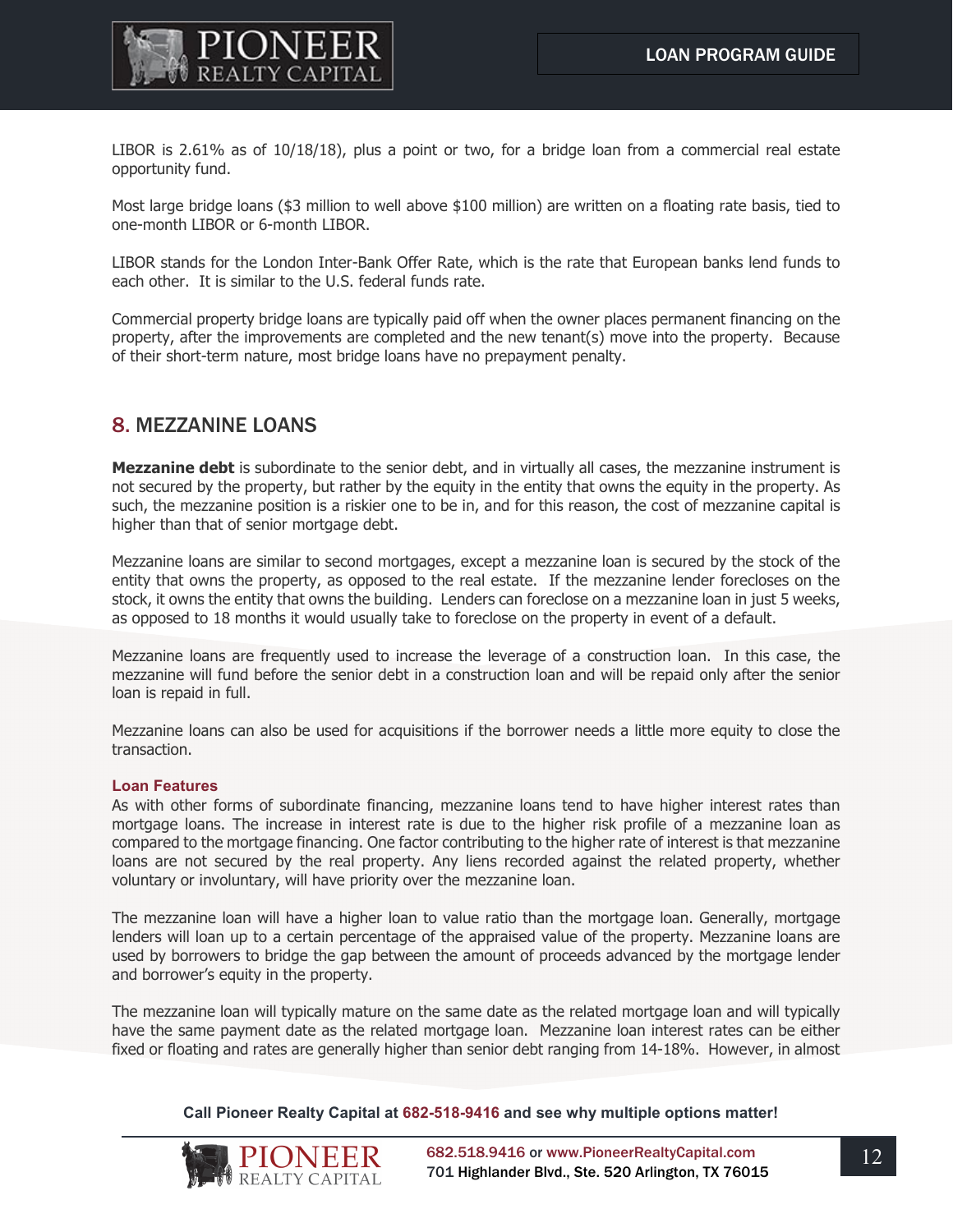LIBOR is 2.61% as of 10/18/18), plus a point or two, for a bridge loan from a commercial real estate opportunity fund.

Most large bridge loans ($3 million to well above $100 million) are written on a floating rate basis, tied to one-month LIBOR or 6-month LIBOR.

LIBOR stands for the London Inter-Bank Offer Rate, which is the rate that European banks lend funds to each other. It is similar to the U.S. federal funds rate.

Commercial property bridge loans are typically paid off when the owner places permanent financing on the property, after the improvements are completed and the new tenant(s) move into the property. Because of their short-term nature, most bridge loans have no prepayment penalty.

## 8. MEZZANINE LOANS

**Mezzanine debt** is subordinate to the senior debt, and in virtually all cases, the mezzanine instrument is not secured by the property, but rather by the equity in the entity that owns the equity in the property. As such, the mezzanine position is a riskier one to be in, and for this reason, the cost of mezzanine capital is higher than that of senior mortgage debt.

Mezzanine loans are similar to second mortgages, except a mezzanine loan is secured by the stock of the entity that owns the property, as opposed to the real estate. If the mezzanine lender forecloses on the stock, it owns the entity that owns the building. Lenders can foreclose on a mezzanine loan in just 5 weeks, as opposed to 18 months it would usually take to foreclose on the property in event of a default.

Mezzanine loans are frequently used to increase the leverage of a construction loan. In this case, the mezzanine will fund before the senior debt in a construction loan and will be repaid only after the senior loan is repaid in full.

Mezzanine loans can also be used for acquisitions if the borrower needs a little more equity to close the transaction.

### Loan Features

As with other forms of subordinate financing, mezzanine loans tend to have higher interest rates than mortgage loans. The increase in interest rate is due to the higher risk profile of a mezzanine loan as compared to the mortgage financing. One factor contributing to the higher rate of interest is that mezzanine loans are not secured by the real property. Any liens recorded against the related property, whether voluntary or involuntary, will have priority over the mezzanine loan.

The mezzanine loan will have a higher loan to value ratio than the mortgage loan. Generally, mortgage lenders will loan up to a certain percentage of the appraised value of the property. Mezzanine loans are used by borrowers to bridge the gap between the amount of proceeds advanced by the mortgage lender and borrower's equity in the property.

The mezzanine loan will typically mature on the same date as the related mortgage loan and will typically have the same payment date as the related mortgage loan. Mezzanine loan interest rates can be either fixed or floating and rates are generally higher than senior debt ranging from 14-18%. However, in almost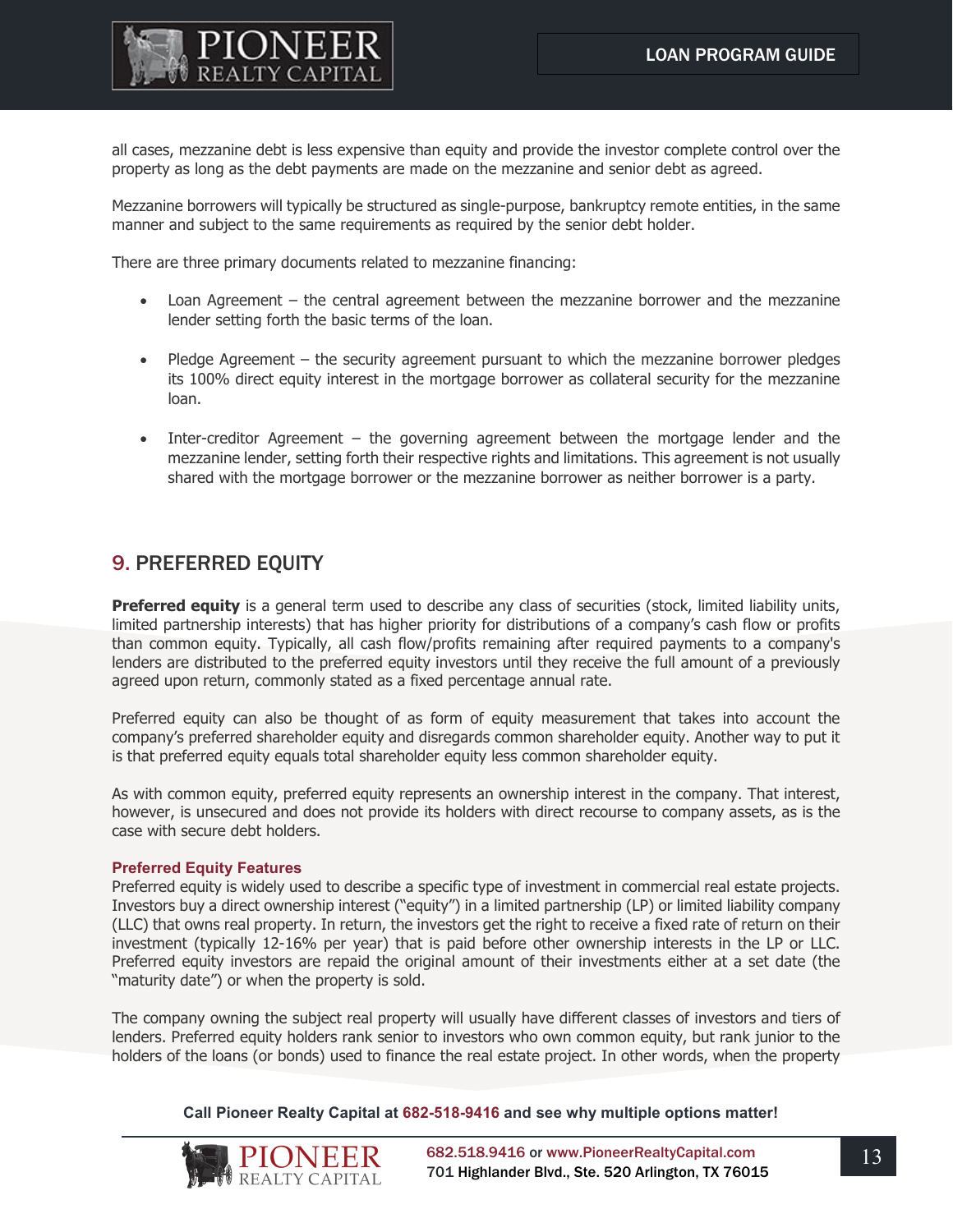all cases, mezzanine debt is less expensive than equity and provide the investor complete control over the property as long as the debt payments are made on the mezzanine and senior debt as agreed.

Mezzanine borrowers will typically be structured as single-purpose, bankruptcy remote entities, in the same manner and subject to the same requirements as required by the senior debt holder.

There are three primary documents related to mezzanine financing:

- Loan Agreement – the central agreement between the mezzanine borrower and the mezzanine lender setting forth the basic terms of the loan.
- Pledge Agreement – the security agreement pursuant to which the mezzanine borrower pledges its 100% direct equity interest in the mortgage borrower as collateral security for the mezzanine loan.
- Inter-creditor Agreement – the governing agreement between the mortgage lender and the mezzanine lender, setting forth their respective rights and limitations. This agreement is not usually shared with the mortgage borrower or the mezzanine borrower as neither borrower is a party.

## 9. PREFERRED EQUITY

**Preferred equity** is a general term used to describe any class of securities (stock, limited liability units, limited partnership interests) that has higher priority for distributions of a company's cash flow or profits than common equity. Typically, all cash flow/profits remaining after required payments to a company's lenders are distributed to the preferred equity investors until they receive the full amount of a previously agreed upon return, commonly stated as a fixed percentage annual rate.

Preferred equity can also be thought of as form of equity measurement that takes into account the company's preferred shareholder equity and disregards common shareholder equity. Another way to put it is that preferred equity equals total shareholder equity less common shareholder equity.

As with common equity, preferred equity represents an ownership interest in the company. That interest, however, is unsecured and does not provide its holders with direct recourse to company assets, as is the case with secure debt holders.

### Preferred Equity Features

Preferred equity is widely used to describe a specific type of investment in commercial real estate projects. Investors buy a direct ownership interest ("equity") in a limited partnership (LP) or limited liability company (LLC) that owns real property. In return, the investors get the right to receive a fixed rate of return on their investment (typically 12-16% per year) that is paid before other ownership interests in the LP or LLC. Preferred equity investors are repaid the original amount of their investments either at a set date (the "maturity date") or when the property is sold.

The company owning the subject real property will usually have different classes of investors and tiers of lenders. Preferred equity holders rank senior to investors who own common equity, but rank junior to the holders of the loans (or bonds) used to finance the real estate project. In other words, when the property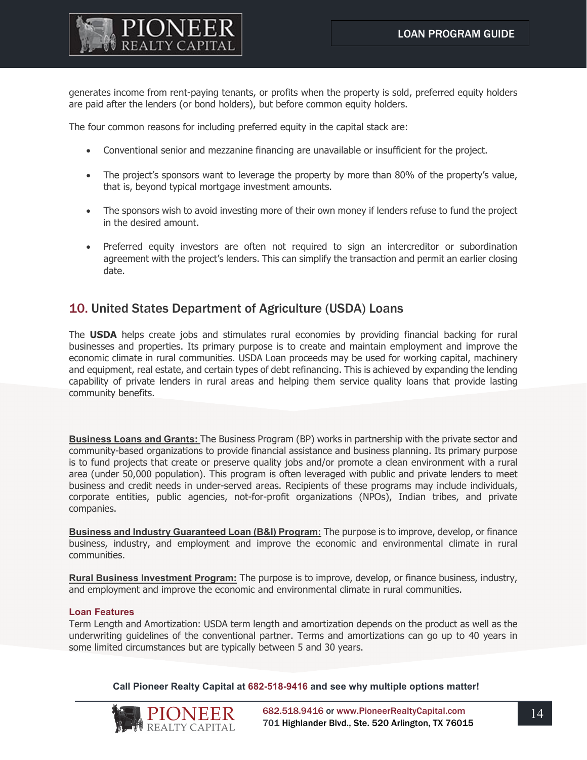generates income from rent-paying tenants, or profits when the property is sold, preferred equity holders are paid after the lenders (or bond holders), but before common equity holders.

The four common reasons for including preferred equity in the capital stack are:

- Conventional senior and mezzanine financing are unavailable or insufficient for the project.
- The project's sponsors want to leverage the property by more than 80% of the property's value, that is, beyond typical mortgage investment amounts.
- The sponsors wish to avoid investing more of their own money if lenders refuse to fund the project in the desired amount.
- Preferred equity investors are often not required to sign an intercreditor or subordination agreement with the project's lenders. This can simplify the transaction and permit an earlier closing date.

## 10. United States Department of Agriculture (USDA) Loans

The **USDA** helps create jobs and stimulates rural economies by providing financial backing for rural businesses and properties. Its primary purpose is to create and maintain employment and improve the economic climate in rural communities. USDA Loan proceeds may be used for working capital, machinery and equipment, real estate, and certain types of debt refinancing. This is achieved by expanding the lending capability of private lenders in rural areas and helping them service quality loans that provide lasting community benefits.

**Business Loans and Grants:** The Business Program (BP) works in partnership with the private sector and community-based organizations to provide financial assistance and business planning. Its primary purpose is to fund projects that create or preserve quality jobs and/or promote a clean environment with a rural area (under 50,000 population). This program is often leveraged with public and private lenders to meet business and credit needs in under-served areas. Recipients of these programs may include individuals, corporate entities, public agencies, not-for-profit organizations (NPOs), Indian tribes, and private companies.

**Business and Industry Guaranteed Loan (B&I) Program:** The purpose is to improve, develop, or finance business, industry, and employment and improve the economic and environmental climate in rural communities.

**Rural Business Investment Program:** The purpose is to improve, develop, or finance business, industry, and employment and improve the economic and environmental climate in rural communities.

### Loan Features

Term Length and Amortization: USDA term length and amortization depends on the product as well as the underwriting guidelines of the conventional partner. Terms and amortizations can go up to 40 years in some limited circumstances but are typically between 5 and 30 years.

**Call Pioneer Realty Capital at 682-518-9416 and see why multiple options matter!**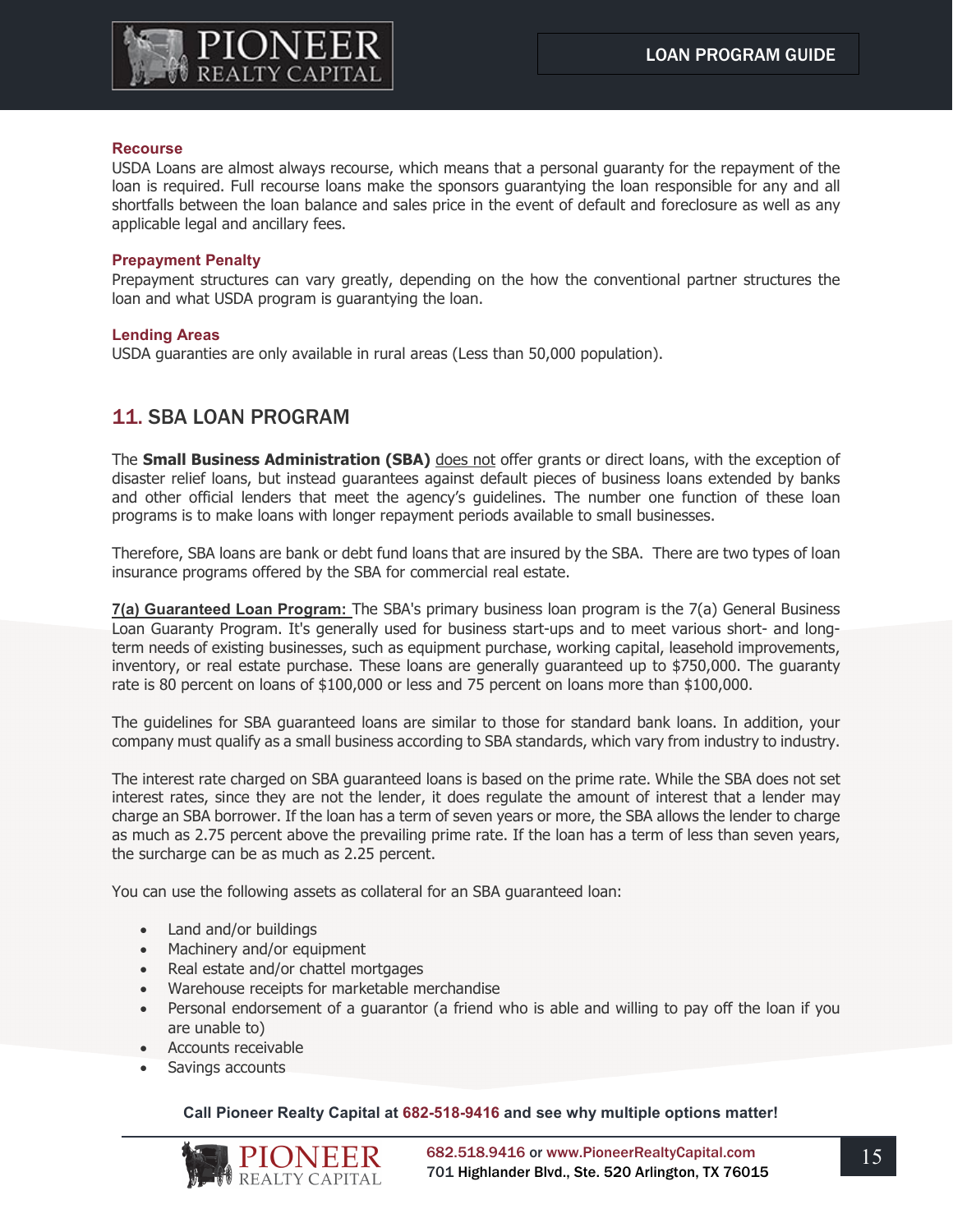### Recourse

USDA Loans are almost always recourse, which means that a personal guaranty for the repayment of the loan is required. Full recourse loans make the sponsors guarantying the loan responsible for any and all shortfalls between the loan balance and sales price in the event of default and foreclosure as well as any applicable legal and ancillary fees.

### Prepayment Penalty

Prepayment structures can vary greatly, depending on the how the conventional partner structures the loan and what USDA program is guarantying the loan.

### Lending Areas

USDA guaranties are only available in rural areas (Less than 50,000 population).

## 11. SBA LOAN PROGRAM

The **Small Business Administration (SBA)** does not offer grants or direct loans, with the exception of disaster relief loans, but instead guarantees against default pieces of business loans extended by banks and other official lenders that meet the agency's guidelines. The number one function of these loan programs is to make loans with longer repayment periods available to small businesses.

Therefore, SBA loans are bank or debt fund loans that are insured by the SBA. There are two types of loan insurance programs offered by the SBA for commercial real estate.

**7(a) Guaranteed Loan Program:** The SBA's primary business loan program is the 7(a) General Business Loan Guaranty Program. It's generally used for business start-ups and to meet various short- and long-term needs of existing businesses, such as equipment purchase, working capital, leasehold improvements, inventory, or real estate purchase. These loans are generally guaranteed up to $750,000. The guaranty rate is 80 percent on loans of $100,000 or less and 75 percent on loans more than $100,000.

The guidelines for SBA guaranteed loans are similar to those for standard bank loans. In addition, your company must qualify as a small business according to SBA standards, which vary from industry to industry.

The interest rate charged on SBA guaranteed loans is based on the prime rate. While the SBA does not set interest rates, since they are not the lender, it does regulate the amount of interest that a lender may charge an SBA borrower. If the loan has a term of seven years or more, the SBA allows the lender to charge as much as 2.75 percent above the prevailing prime rate. If the loan has a term of less than seven years, the surcharge can be as much as 2.25 percent.

You can use the following assets as collateral for an SBA guaranteed loan:

- Land and/or buildings
- Machinery and/or equipment
- Real estate and/or chattel mortgages
- Warehouse receipts for marketable merchandise
- Personal endorsement of a guarantor (a friend who is able and willing to pay off the loan if you are unable to)
- Accounts receivable
- Savings accounts

**Call Pioneer Realty Capital at 682-518-9416 and see why multiple options matter!**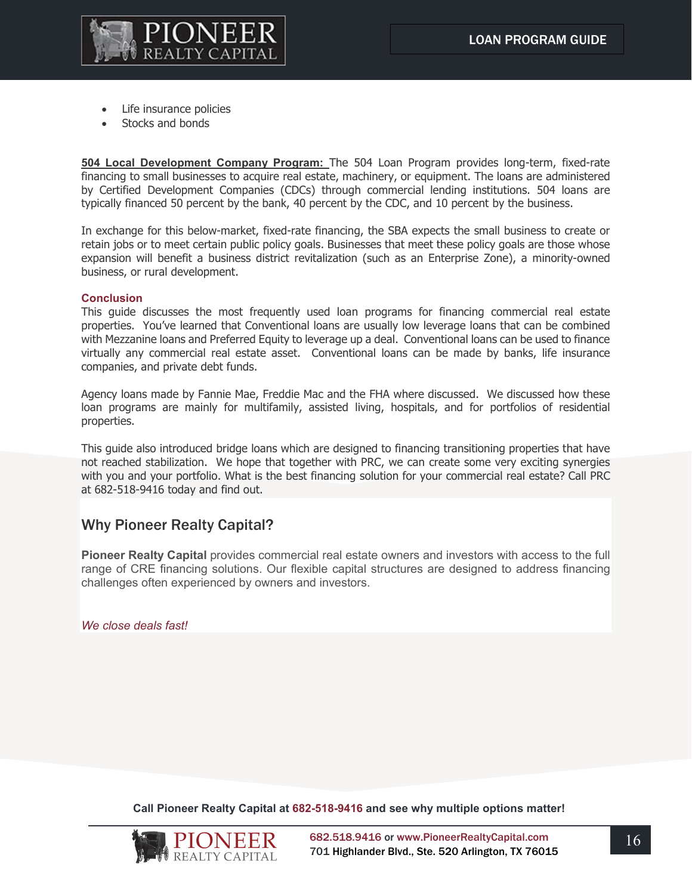- Life insurance policies
- Stocks and bonds

**504 Local Development Company Program:** The 504 Loan Program provides long-term, fixed-rate financing to small businesses to acquire real estate, machinery, or equipment. The loans are administered by Certified Development Companies (CDCs) through commercial lending institutions. 504 loans are typically financed 50 percent by the bank, 40 percent by the CDC, and 10 percent by the business.

In exchange for this below-market, fixed-rate financing, the SBA expects the small business to create or retain jobs or to meet certain public policy goals. Businesses that meet these policy goals are those whose expansion will benefit a business district revitalization (such as an Enterprise Zone), a minority-owned business, or rural development.

### Conclusion

This guide discusses the most frequently used loan programs for financing commercial real estate properties. You've learned that Conventional loans are usually low leverage loans that can be combined with Mezzanine loans and Preferred Equity to leverage up a deal. Conventional loans can be used to finance virtually any commercial real estate asset. Conventional loans can be made by banks, life insurance companies, and private debt funds.

Agency loans made by Fannie Mae, Freddie Mac and the FHA where discussed. We discussed how these loan programs are mainly for multifamily, assisted living, hospitals, and for portfolios of residential properties.

This guide also introduced bridge loans which are designed to financing transitioning properties that have not reached stabilization. We hope that together with PRC, we can create some very exciting synergies with you and your portfolio. What is the best financing solution for your commercial real estate? Call PRC at 682-518-9416 today and find out.

## Why Pioneer Realty Capital?

**Pioneer Realty Capital** provides commercial real estate owners and investors with access to the full range of CRE financing solutions. Our flexible capital structures are designed to address financing challenges often experienced by owners and investors.

*We close deals fast!*

**Call Pioneer Realty Capital at 682-518-9416 and see why multiple options matter!**